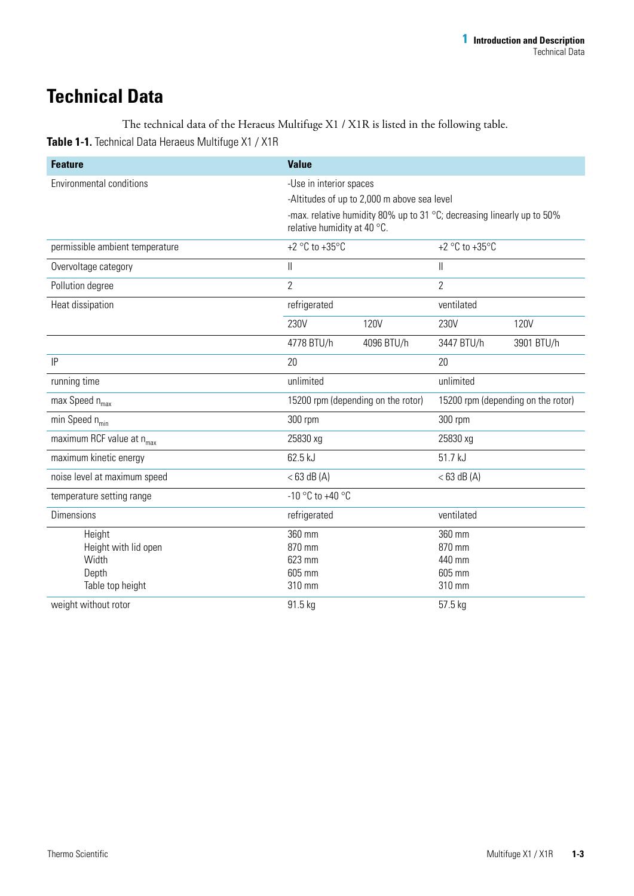# Technical Data

The technical data of the Heraeus Multifuge X1 / X1R is listed in the following table.

**Table 1-1.** Technical Data Heraeus Multifuge X1 / X1R

| Feature | Value | | | |
|---|---|---|---|---|
| Environmental conditions | -Use in interior spaces<br>-Altitudes of up to 2,000 m above sea level<br>-max. relative humidity 80% up to 31 °C; decreasing linearly up to 50% relative humidity at 40 °C. | | | |
| permissible ambient temperature | +2 °C to +35°C | | +2 °C to +35°C | |
| Overvoltage category | II | | II | |
| Pollution degree | 2 | | 2 | |
| Heat dissipation | refrigerated | | ventilated | |
| | 230V | 120V | 230V | 120V |
| | 4778 BTU/h | 4096 BTU/h | 3447 BTU/h | 3901 BTU/h |
| IP | 20 | | 20 | |
| running time | unlimited | | unlimited | |
| max Speed $n_{max}$ | 15200 rpm (depending on the rotor) | | 15200 rpm (depending on the rotor) | |
| min Speed $n_{min}$ | 300 rpm | | 300 rpm | |
| maximum RCF value at $n_{max}$ | 25830 xg | | 25830 xg | |
| maximum kinetic energy | 62.5 kJ | | 51.7 kJ | |
| noise level at maximum speed | < 63 dB (A) | | < 63 dB (A) | |
| temperature setting range | -10 °C to +40 °C | | | |
| Dimensions | refrigerated | | ventilated | |
| Height<br>Height with lid open<br>Width<br>Depth<br>Table top height | 360 mm<br>870 mm<br>623 mm<br>605 mm<br>310 mm | | 360 mm<br>870 mm<br>440 mm<br>605 mm<br>310 mm | |
| weight without rotor | 91.5 kg | | 57.5 kg | |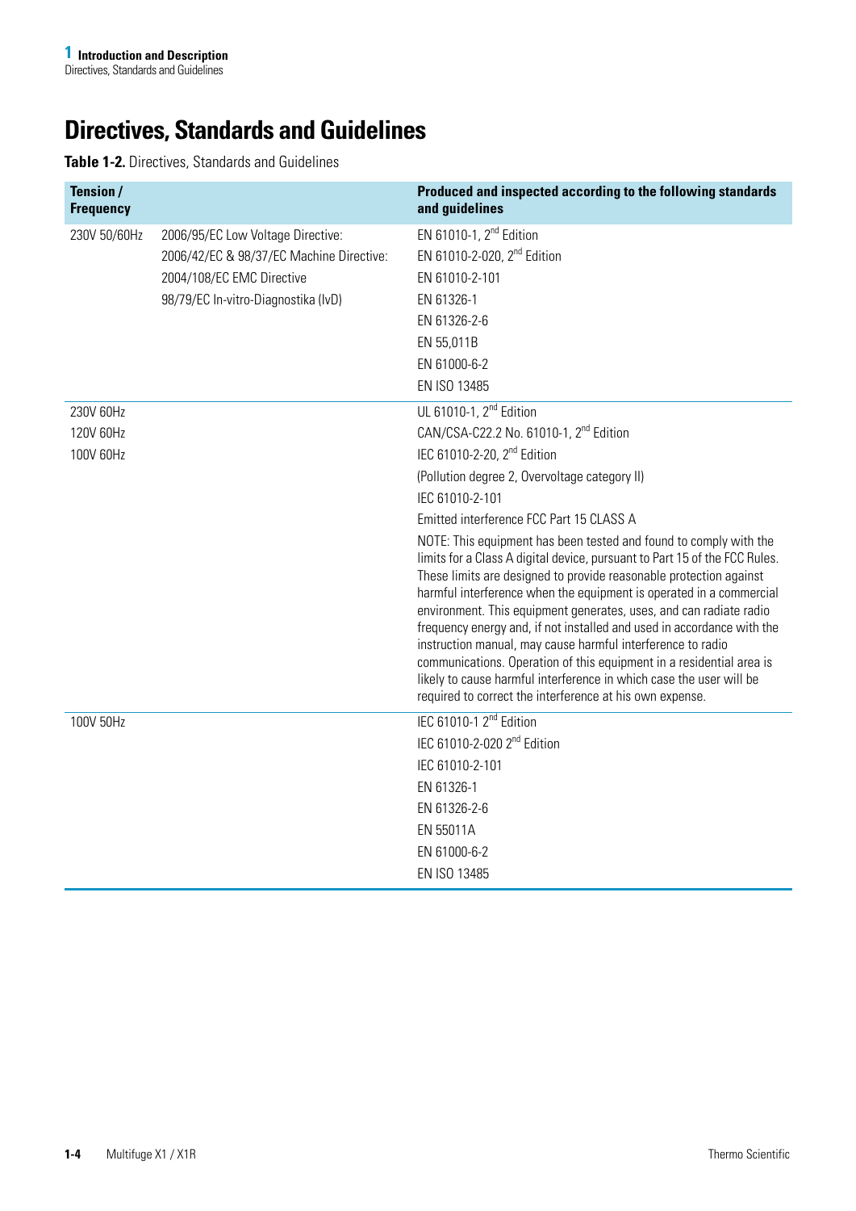# Directives, Standards and Guidelines

**Table 1-2.** Directives, Standards and Guidelines

| Tension / Frequency | | Produced and inspected according to the following standards and guidelines |
|---|---|---|
| 230V 50/60Hz | 2006/95/EC Low Voltage Directive: | EN 61010-1, 2nd Edition |
| | 2006/42/EC & 98/37/EC Machine Directive: | EN 61010-2-020, 2nd Edition |
| | 2004/108/EC EMC Directive | EN 61010-2-101 |
| | 98/79/EC In-vitro-Diagnostika (IvD) | EN 61326-1 |
| | | EN 61326-2-6 |
| | | EN 55,011B |
| | | EN 61000-6-2 |
| | | EN ISO 13485 |
| 230V 60Hz | | UL 61010-1, 2nd Edition |
| 120V 60Hz | | CAN/CSA-C22.2 No. 61010-1, 2nd Edition |
| 100V 60Hz | | IEC 61010-2-20, 2nd Edition |
| | | (Pollution degree 2, Overvoltage category II) |
| | | IEC 61010-2-101 |
| | | Emitted interference FCC Part 15 CLASS A |
| | | NOTE: This equipment has been tested and found to comply with the limits for a Class A digital device, pursuant to Part 15 of the FCC Rules. These limits are designed to provide reasonable protection against harmful interference when the equipment is operated in a commercial environment. This equipment generates, uses, and can radiate radio frequency energy and, if not installed and used in accordance with the instruction manual, may cause harmful interference to radio communications. Operation of this equipment in a residential area is likely to cause harmful interference in which case the user will be required to correct the interference at his own expense. |
| 100V 50Hz | | IEC 61010-1 2nd Edition |
| | | IEC 61010-2-020 2nd Edition |
| | | IEC 61010-2-101 |
| | | EN 61326-1 |
| | | EN 61326-2-6 |
| | | EN 55011A |
| | | EN 61000-6-2 |
| | | EN ISO 13485 |